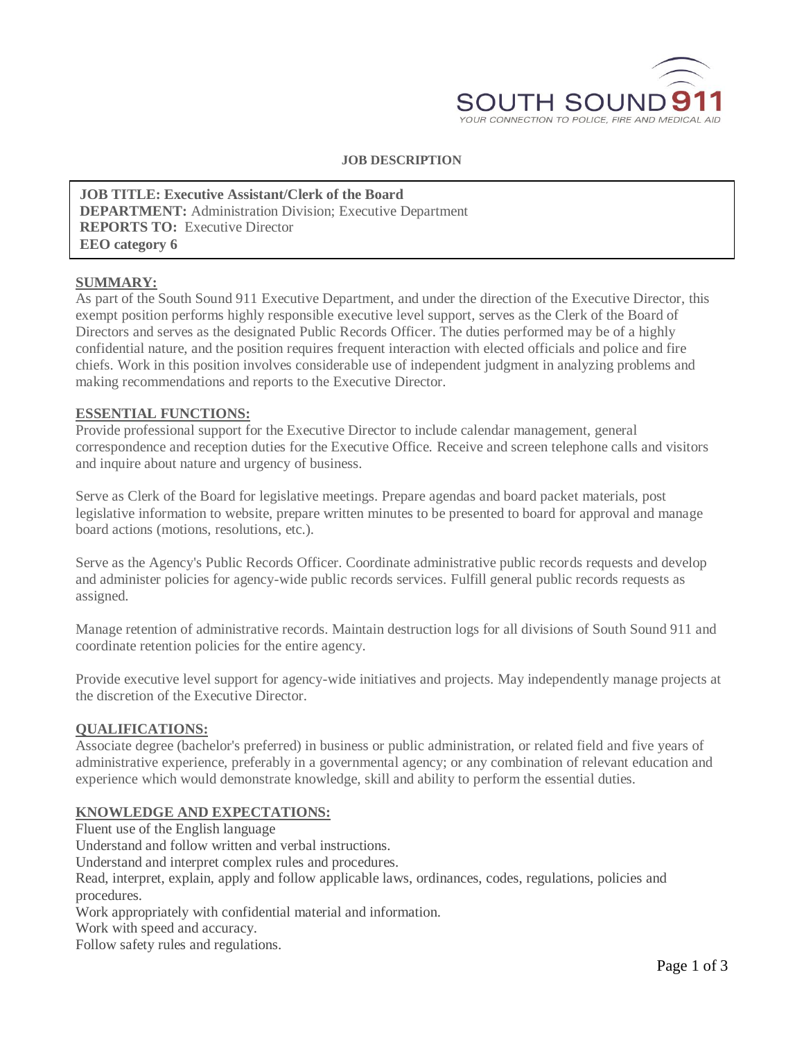SOUTH SOUND 911

YOUR CONNECTION TO POLICE, FIRE AND MEDICAL AID

# JOB DESCRIPTION

**JOB TITLE: Executive Assistant/Clerk of the Board**
**DEPARTMENT:** Administration Division; Executive Department
**REPORTS TO:** Executive Director
**EEO category 6**

## SUMMARY:

As part of the South Sound 911 Executive Department, and under the direction of the Executive Director, this exempt position performs highly responsible executive level support, serves as the Clerk of the Board of Directors and serves as the designated Public Records Officer. The duties performed may be of a highly confidential nature, and the position requires frequent interaction with elected officials and police and fire chiefs. Work in this position involves considerable use of independent judgment in analyzing problems and making recommendations and reports to the Executive Director.

## ESSENTIAL FUNCTIONS:

Provide professional support for the Executive Director to include calendar management, general correspondence and reception duties for the Executive Office. Receive and screen telephone calls and visitors and inquire about nature and urgency of business.

Serve as Clerk of the Board for legislative meetings. Prepare agendas and board packet materials, post legislative information to website, prepare written minutes to be presented to board for approval and manage board actions (motions, resolutions, etc.).

Serve as the Agency's Public Records Officer. Coordinate administrative public records requests and develop and administer policies for agency-wide public records services. Fulfill general public records requests as assigned.

Manage retention of administrative records. Maintain destruction logs for all divisions of South Sound 911 and coordinate retention policies for the entire agency.

Provide executive level support for agency-wide initiatives and projects. May independently manage projects at the discretion of the Executive Director.

## QUALIFICATIONS:

Associate degree (bachelor's preferred) in business or public administration, or related field and five years of administrative experience, preferably in a governmental agency; or any combination of relevant education and experience which would demonstrate knowledge, skill and ability to perform the essential duties.

## KNOWLEDGE AND EXPECTATIONS:

Fluent use of the English language
Understand and follow written and verbal instructions.
Understand and interpret complex rules and procedures.
Read, interpret, explain, apply and follow applicable laws, ordinances, codes, regulations, policies and procedures.
Work appropriately with confidential material and information.
Work with speed and accuracy.
Follow safety rules and regulations.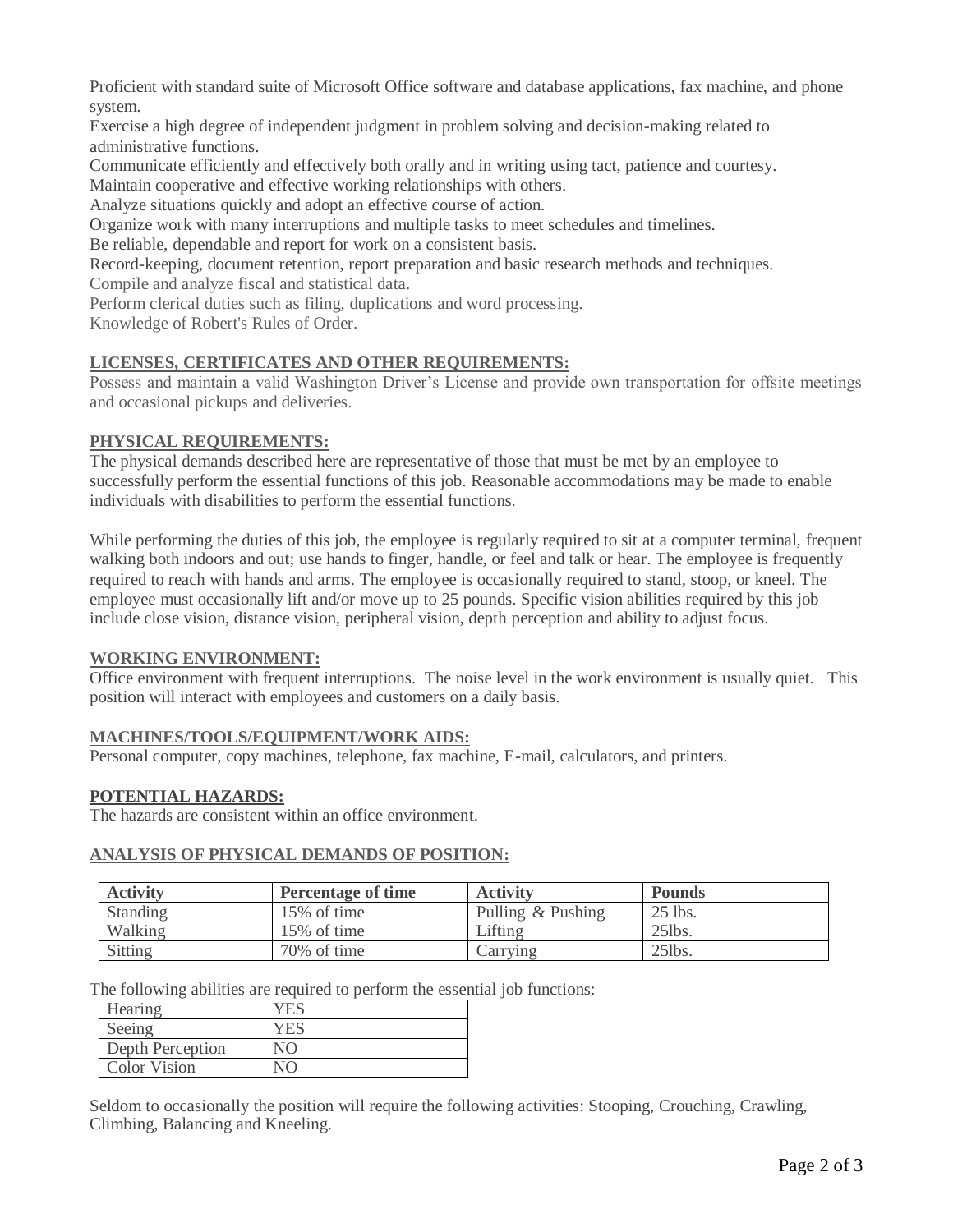Proficient with standard suite of Microsoft Office software and database applications, fax machine, and phone system.
Exercise a high degree of independent judgment in problem solving and decision-making related to administrative functions.
Communicate efficiently and effectively both orally and in writing using tact, patience and courtesy.
Maintain cooperative and effective working relationships with others.
Analyze situations quickly and adopt an effective course of action.
Organize work with many interruptions and multiple tasks to meet schedules and timelines.
Be reliable, dependable and report for work on a consistent basis.
Record-keeping, document retention, report preparation and basic research methods and techniques.
Compile and analyze fiscal and statistical data.
Perform clerical duties such as filing, duplications and word processing.
Knowledge of Robert's Rules of Order.

**LICENSES, CERTIFICATES AND OTHER REQUIREMENTS:**

Possess and maintain a valid Washington Driver's License and provide own transportation for offsite meetings and occasional pickups and deliveries.

**PHYSICAL REQUIREMENTS:**

The physical demands described here are representative of those that must be met by an employee to successfully perform the essential functions of this job. Reasonable accommodations may be made to enable individuals with disabilities to perform the essential functions.

While performing the duties of this job, the employee is regularly required to sit at a computer terminal, frequent walking both indoors and out; use hands to finger, handle, or feel and talk or hear. The employee is frequently required to reach with hands and arms. The employee is occasionally required to stand, stoop, or kneel. The employee must occasionally lift and/or move up to 25 pounds. Specific vision abilities required by this job include close vision, distance vision, peripheral vision, depth perception and ability to adjust focus.

**WORKING ENVIRONMENT:**

Office environment with frequent interruptions. The noise level in the work environment is usually quiet. This position will interact with employees and customers on a daily basis.

**MACHINES/TOOLS/EQUIPMENT/WORK AIDS:**

Personal computer, copy machines, telephone, fax machine, E-mail, calculators, and printers.

**POTENTIAL HAZARDS:**

The hazards are consistent within an office environment.

**ANALYSIS OF PHYSICAL DEMANDS OF POSITION:**

| Activity | Percentage of time | Activity | Pounds |
|---|---|---|---|
| Standing | 15% of time | Pulling & Pushing | 25 lbs. |
| Walking | 15% of time | Lifting | 25lbs. |
| Sitting | 70% of time | Carrying | 25lbs. |

The following abilities are required to perform the essential job functions:

| | |
|---|---|
| Hearing | YES |
| Seeing | YES |
| Depth Perception | NO |
| Color Vision | NO |

Seldom to occasionally the position will require the following activities: Stooping, Crouching, Crawling, Climbing, Balancing and Kneeling.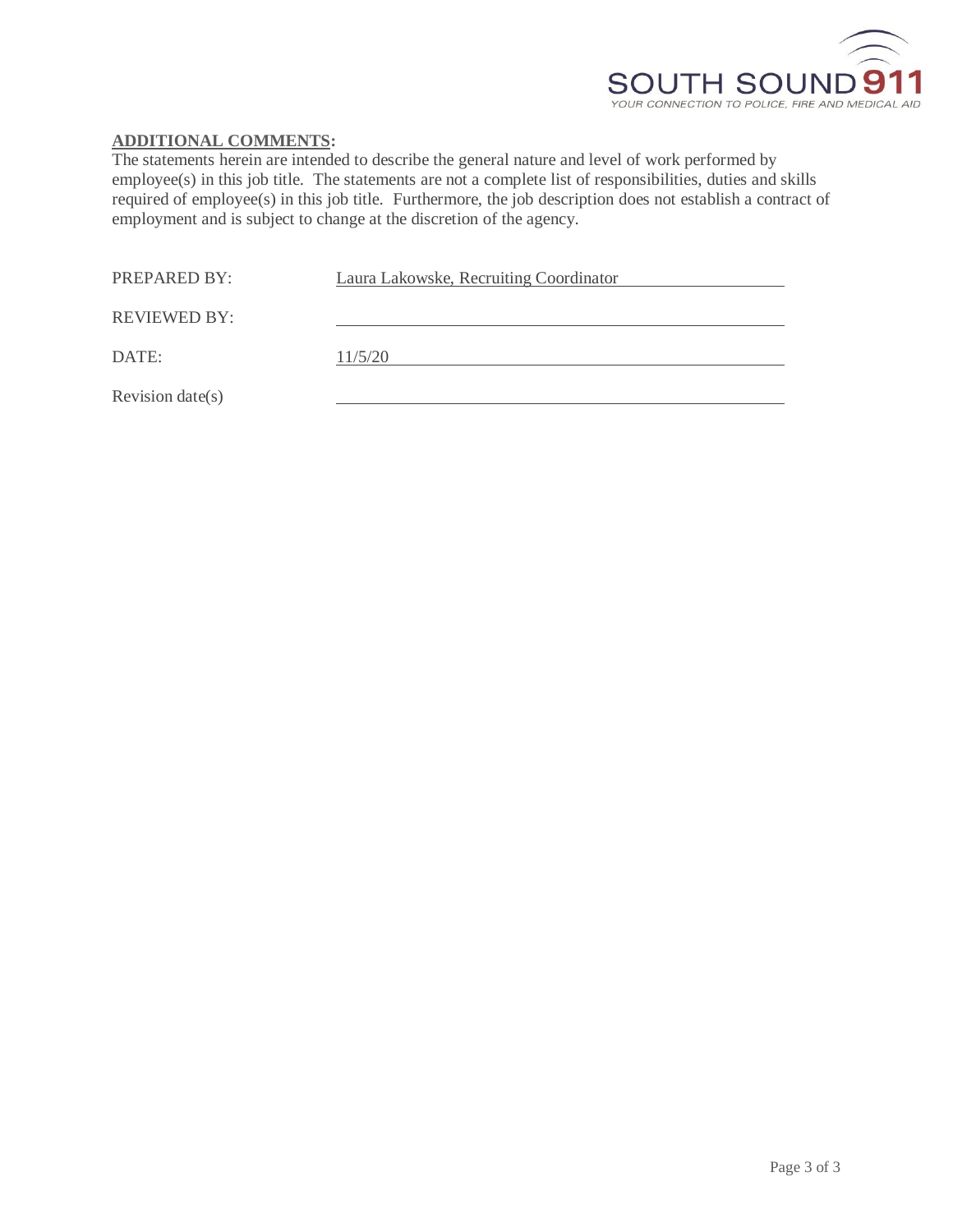**ADDITIONAL COMMENTS:**

The statements herein are intended to describe the general nature and level of work performed by employee(s) in this job title. The statements are not a complete list of responsibilities, duties and skills required of employee(s) in this job title. Furthermore, the job description does not establish a contract of employment and is subject to change at the discretion of the agency.

| | |
|---|---|
| PREPARED BY: | Laura Lakowske, Recruiting Coordinator |
| REVIEWED BY: | |
| DATE: | 11/5/20 |
| Revision date(s) | |